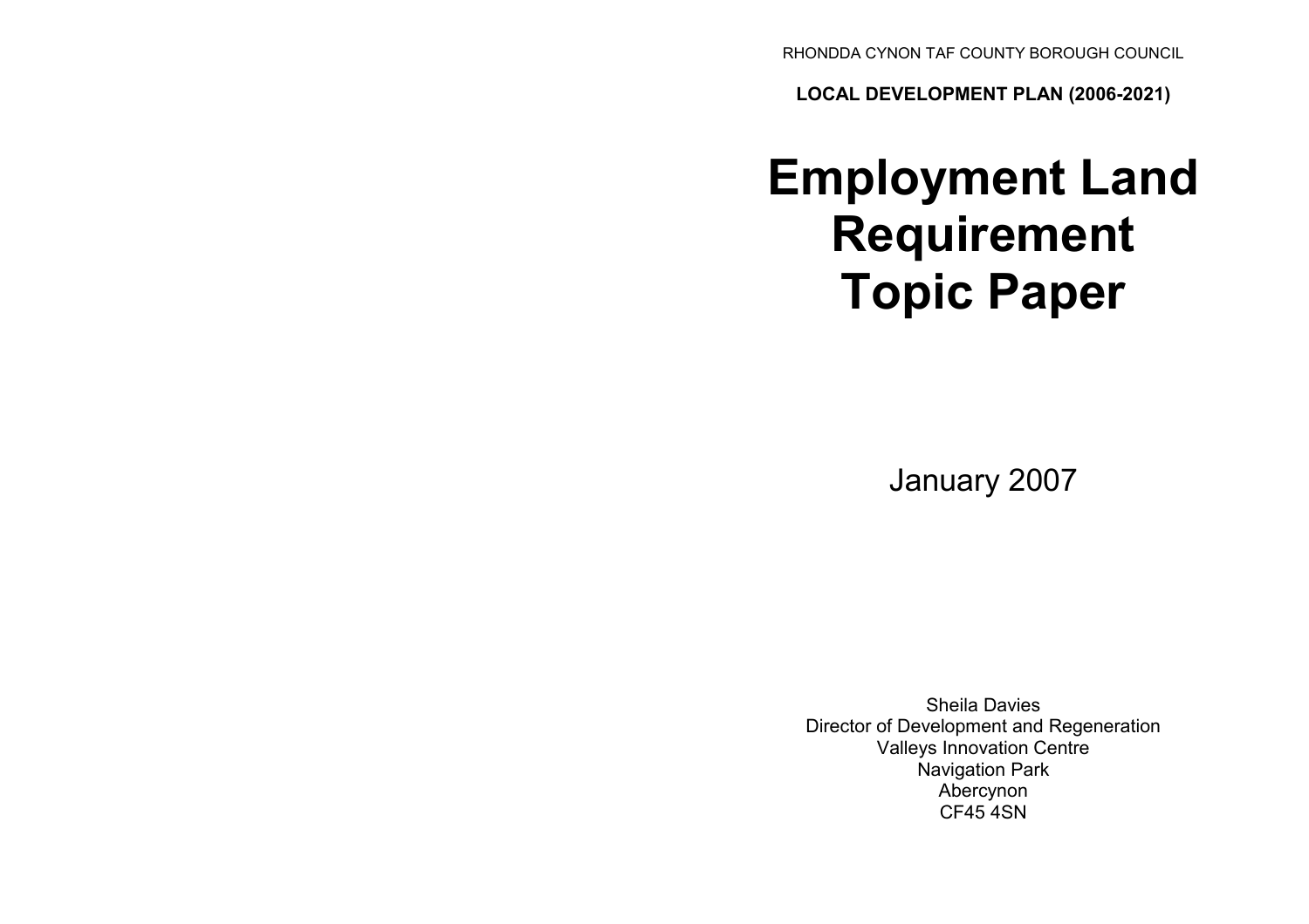RHONDDA CYNON TAF COUNTY BOROUGH COUNCIL

**LOCAL DEVELOPMENT PLAN (2006-2021)**

# Employment Land Requirement Topic Paper

January 2007

Sheila Davies
Director of Development and Regeneration
Valleys Innovation Centre
Navigation Park
Abercynon
CF45 4SN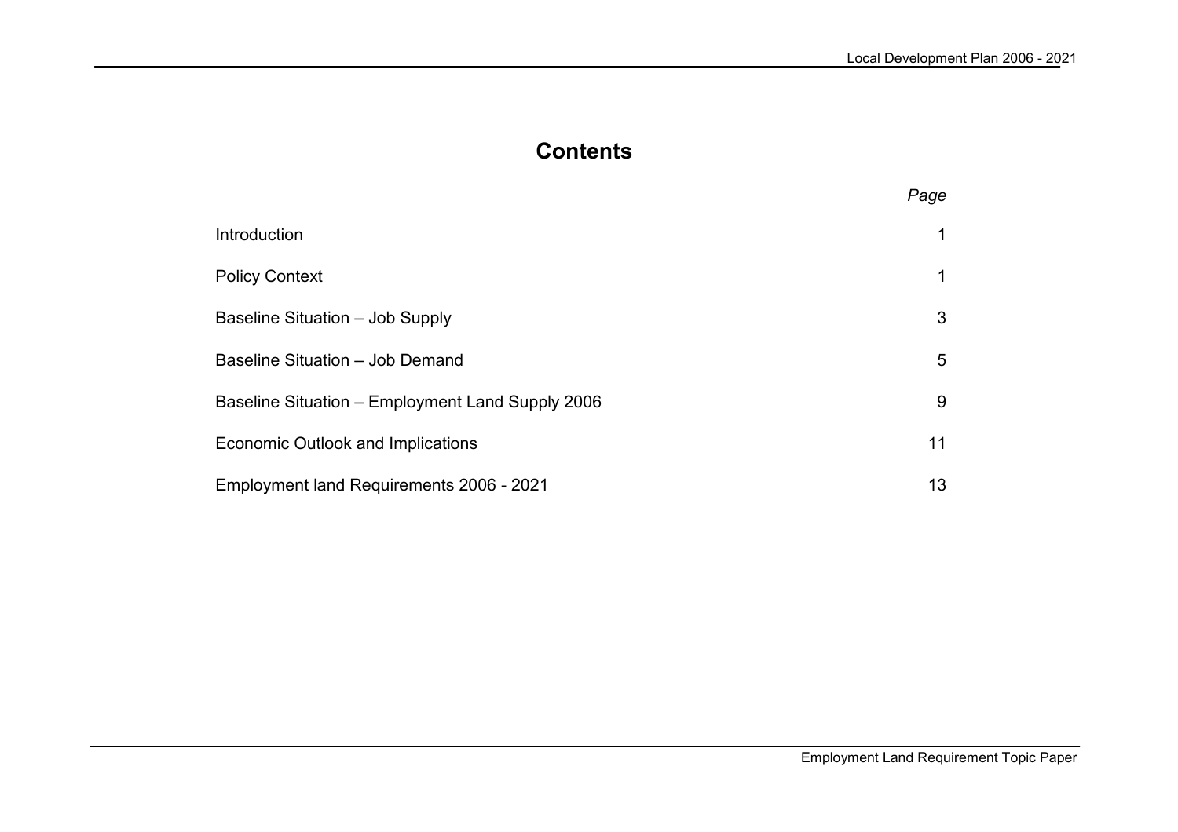# Contents

| | *Page* |
|---|---|
| Introduction | 1 |
| Policy Context | 1 |
| Baseline Situation – Job Supply | 3 |
| Baseline Situation – Job Demand | 5 |
| Baseline Situation – Employment Land Supply 2006 | 9 |
| Economic Outlook and Implications | 11 |
| Employment land Requirements 2006 - 2021 | 13 |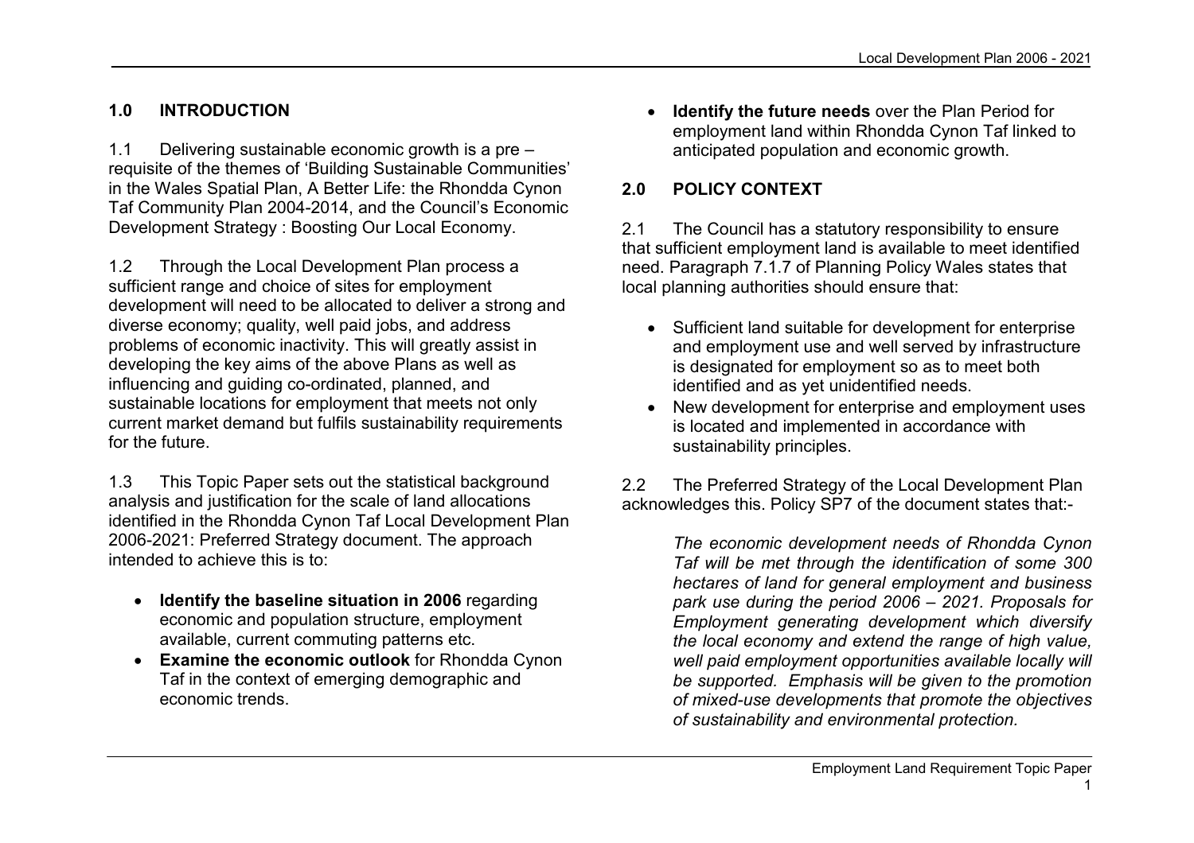## 1.0 INTRODUCTION

1.1 Delivering sustainable economic growth is a pre – requisite of the themes of 'Building Sustainable Communities' in the Wales Spatial Plan, A Better Life: the Rhondda Cynon Taf Community Plan 2004-2014, and the Council's Economic Development Strategy : Boosting Our Local Economy.

1.2 Through the Local Development Plan process a sufficient range and choice of sites for employment development will need to be allocated to deliver a strong and diverse economy; quality, well paid jobs, and address problems of economic inactivity. This will greatly assist in developing the key aims of the above Plans as well as influencing and guiding co-ordinated, planned, and sustainable locations for employment that meets not only current market demand but fulfils sustainability requirements for the future.

1.3 This Topic Paper sets out the statistical background analysis and justification for the scale of land allocations identified in the Rhondda Cynon Taf Local Development Plan 2006-2021: Preferred Strategy document. The approach intended to achieve this is to:

- **Identify the baseline situation in 2006** regarding economic and population structure, employment available, current commuting patterns etc.
- **Examine the economic outlook** for Rhondda Cynon Taf in the context of emerging demographic and economic trends.
- **Identify the future needs** over the Plan Period for employment land within Rhondda Cynon Taf linked to anticipated population and economic growth.

## 2.0 POLICY CONTEXT

2.1 The Council has a statutory responsibility to ensure that sufficient employment land is available to meet identified need. Paragraph 7.1.7 of Planning Policy Wales states that local planning authorities should ensure that:

- Sufficient land suitable for development for enterprise and employment use and well served by infrastructure is designated for employment so as to meet both identified and as yet unidentified needs.
- New development for enterprise and employment uses is located and implemented in accordance with sustainability principles.

2.2 The Preferred Strategy of the Local Development Plan acknowledges this. Policy SP7 of the document states that:-

> *The economic development needs of Rhondda Cynon Taf will be met through the identification of some 300 hectares of land for general employment and business park use during the period 2006 – 2021. Proposals for Employment generating development which diversify the local economy and extend the range of high value, well paid employment opportunities available locally will be supported. Emphasis will be given to the promotion of mixed-use developments that promote the objectives of sustainability and environmental protection.*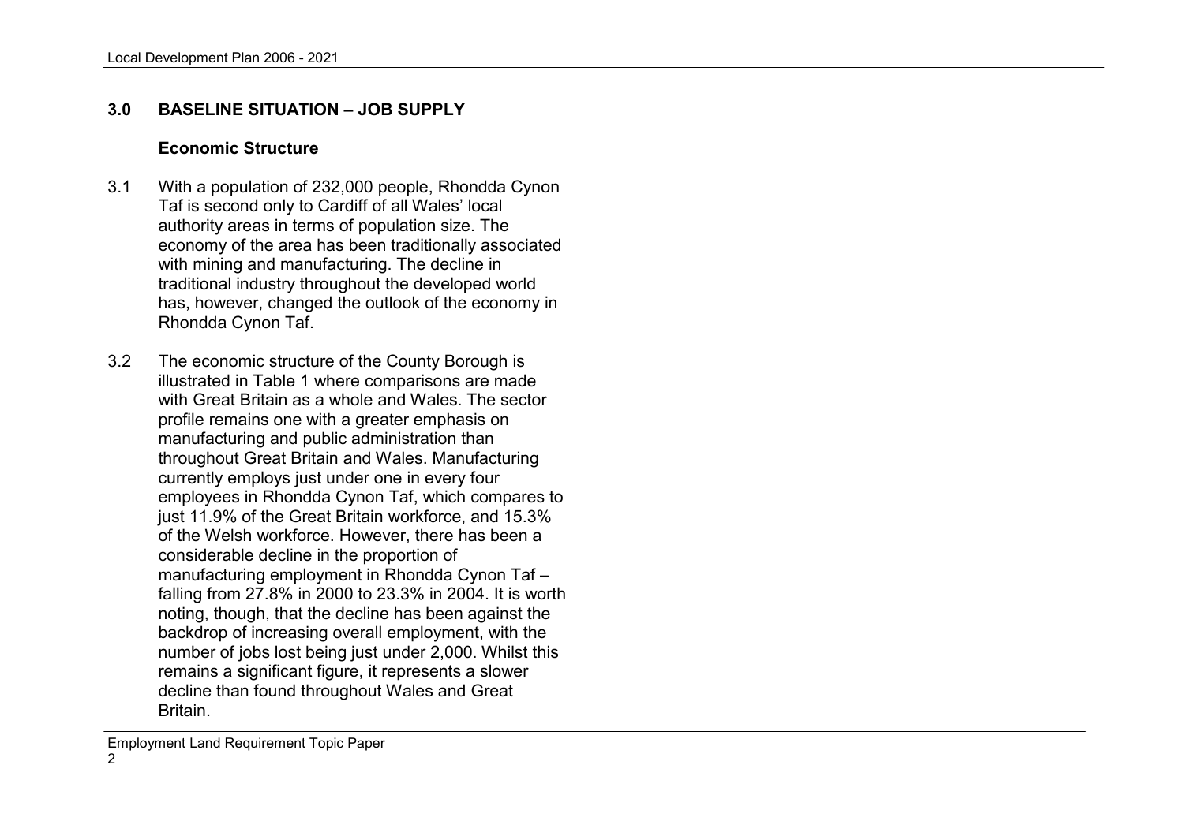## 3.0 BASELINE SITUATION – JOB SUPPLY

### Economic Structure

3.1 With a population of 232,000 people, Rhondda Cynon Taf is second only to Cardiff of all Wales' local authority areas in terms of population size. The economy of the area has been traditionally associated with mining and manufacturing. The decline in traditional industry throughout the developed world has, however, changed the outlook of the economy in Rhondda Cynon Taf.

3.2 The economic structure of the County Borough is illustrated in Table 1 where comparisons are made with Great Britain as a whole and Wales. The sector profile remains one with a greater emphasis on manufacturing and public administration than throughout Great Britain and Wales. Manufacturing currently employs just under one in every four employees in Rhondda Cynon Taf, which compares to just 11.9% of the Great Britain workforce, and 15.3% of the Welsh workforce. However, there has been a considerable decline in the proportion of manufacturing employment in Rhondda Cynon Taf – falling from 27.8% in 2000 to 23.3% in 2004. It is worth noting, though, that the decline has been against the backdrop of increasing overall employment, with the number of jobs lost being just under 2,000. Whilst this remains a significant figure, it represents a slower decline than found throughout Wales and Great Britain.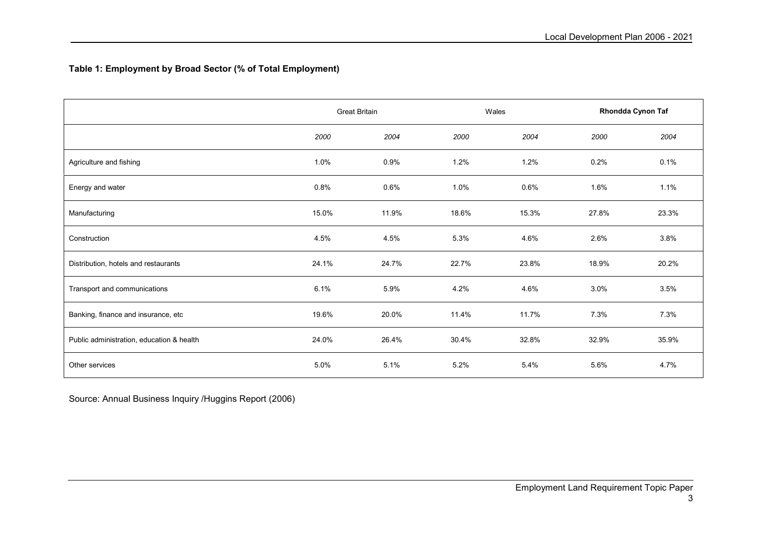**Table 1: Employment by Broad Sector (% of Total Employment)**

| | Great Britain | | Wales | | **Rhondda Cynon Taf** | |
|---|---|---|---|---|---|---|
| | *2000* | *2004* | *2000* | *2004* | *2000* | *2004* |
| Agriculture and fishing | 1.0% | 0.9% | 1.2% | 1.2% | 0.2% | 0.1% |
| Energy and water | 0.8% | 0.6% | 1.0% | 0.6% | 1.6% | 1.1% |
| Manufacturing | 15.0% | 11.9% | 18.6% | 15.3% | 27.8% | 23.3% |
| Construction | 4.5% | 4.5% | 5.3% | 4.6% | 2.6% | 3.8% |
| Distribution, hotels and restaurants | 24.1% | 24.7% | 22.7% | 23.8% | 18.9% | 20.2% |
| Transport and communications | 6.1% | 5.9% | 4.2% | 4.6% | 3.0% | 3.5% |
| Banking, finance and insurance, etc | 19.6% | 20.0% | 11.4% | 11.7% | 7.3% | 7.3% |
| Public administration, education & health | 24.0% | 26.4% | 30.4% | 32.8% | 32.9% | 35.9% |
| Other services | 5.0% | 5.1% | 5.2% | 5.4% | 5.6% | 4.7% |

Source: Annual Business Inquiry /Huggins Report (2006)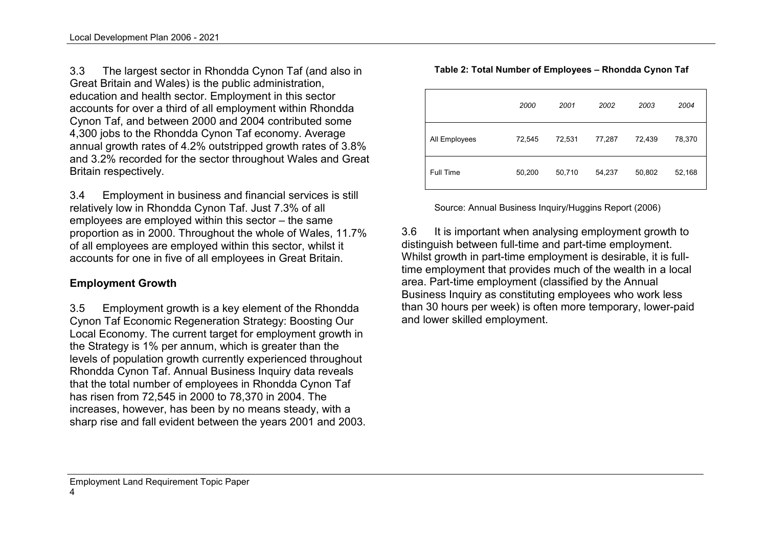3.3 The largest sector in Rhondda Cynon Taf (and also in Great Britain and Wales) is the public administration, education and health sector. Employment in this sector accounts for over a third of all employment within Rhondda Cynon Taf, and between 2000 and 2004 contributed some 4,300 jobs to the Rhondda Cynon Taf economy. Average annual growth rates of 4.2% outstripped growth rates of 3.8% and 3.2% recorded for the sector throughout Wales and Great Britain respectively.

3.4 Employment in business and financial services is still relatively low in Rhondda Cynon Taf. Just 7.3% of all employees are employed within this sector – the same proportion as in 2000. Throughout the whole of Wales, 11.7% of all employees are employed within this sector, whilst it accounts for one in five of all employees in Great Britain.

## Employment Growth

3.5 Employment growth is a key element of the Rhondda Cynon Taf Economic Regeneration Strategy: Boosting Our Local Economy. The current target for employment growth in the Strategy is 1% per annum, which is greater than the levels of population growth currently experienced throughout Rhondda Cynon Taf. Annual Business Inquiry data reveals that the total number of employees in Rhondda Cynon Taf has risen from 72,545 in 2000 to 78,370 in 2004. The increases, however, has been by no means steady, with a sharp rise and fall evident between the years 2001 and 2003.

**Table 2: Total Number of Employees – Rhondda Cynon Taf**

| | *2000* | *2001* | *2002* | *2003* | *2004* |
|---|---|---|---|---|---|
| All Employees | 72,545 | 72,531 | 77,287 | 72,439 | 78,370 |
| Full Time | 50,200 | 50,710 | 54,237 | 50,802 | 52,168 |

Source: Annual Business Inquiry/Huggins Report (2006)

3.6 It is important when analysing employment growth to distinguish between full-time and part-time employment. Whilst growth in part-time employment is desirable, it is full-time employment that provides much of the wealth in a local area. Part-time employment (classified by the Annual Business Inquiry as constituting employees who work less than 30 hours per week) is often more temporary, lower-paid and lower skilled employment.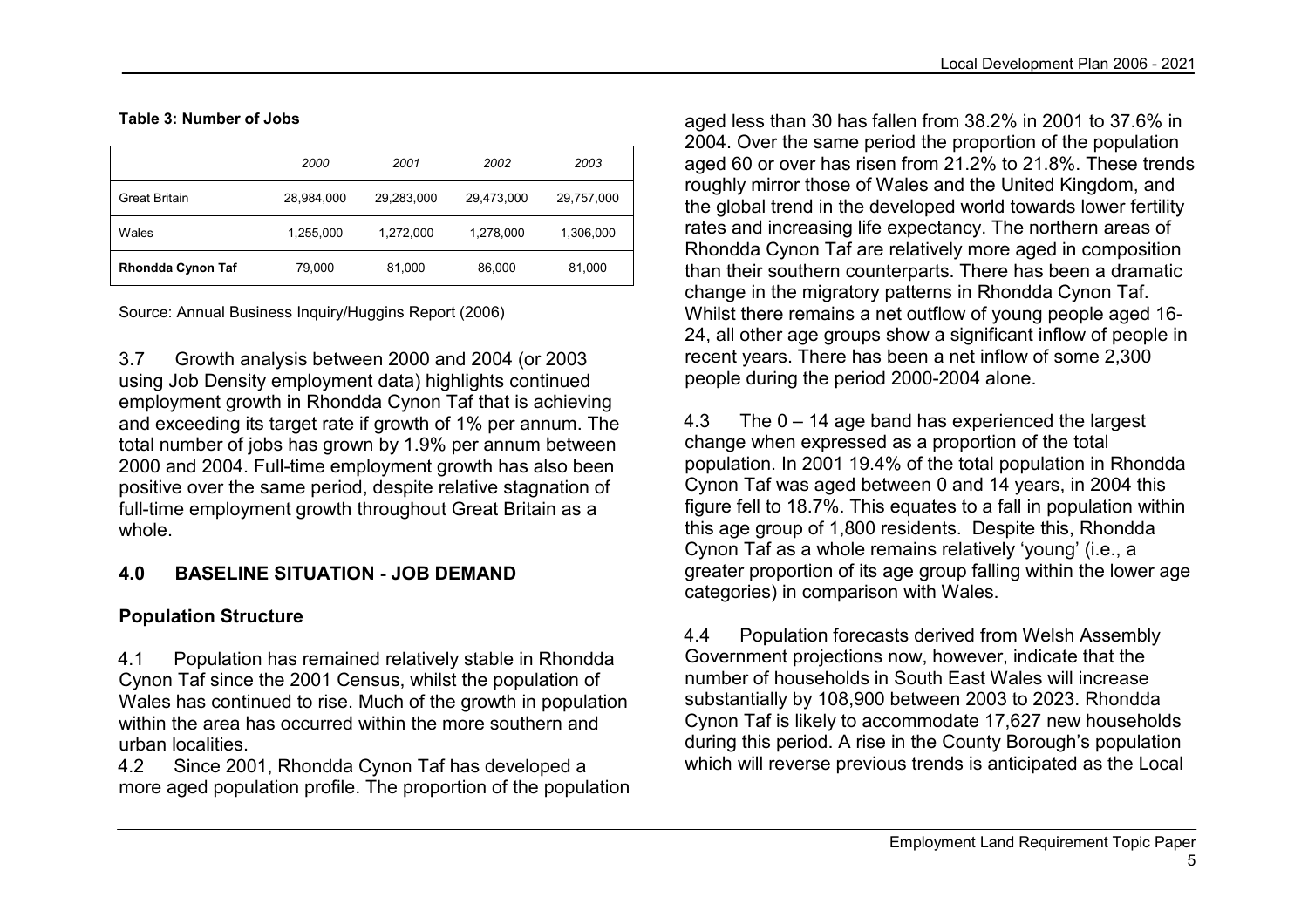**Table 3: Number of Jobs**

| | 2000 | 2001 | 2002 | 2003 |
|---|---|---|---|---|
| Great Britain | 28,984,000 | 29,283,000 | 29,473,000 | 29,757,000 |
| Wales | 1,255,000 | 1,272,000 | 1,278,000 | 1,306,000 |
| **Rhondda Cynon Taf** | 79,000 | 81,000 | 86,000 | 81,000 |

Source: Annual Business Inquiry/Huggins Report (2006)

3.7 Growth analysis between 2000 and 2004 (or 2003 using Job Density employment data) highlights continued employment growth in Rhondda Cynon Taf that is achieving and exceeding its target rate if growth of 1% per annum. The total number of jobs has grown by 1.9% per annum between 2000 and 2004. Full-time employment growth has also been positive over the same period, despite relative stagnation of full-time employment growth throughout Great Britain as a whole.

## 4.0 BASELINE SITUATION - JOB DEMAND

### Population Structure

4.1 Population has remained relatively stable in Rhondda Cynon Taf since the 2001 Census, whilst the population of Wales has continued to rise. Much of the growth in population within the area has occurred within the more southern and urban localities.

4.2 Since 2001, Rhondda Cynon Taf has developed a more aged population profile. The proportion of the population aged less than 30 has fallen from 38.2% in 2001 to 37.6% in 2004. Over the same period the proportion of the population aged 60 or over has risen from 21.2% to 21.8%. These trends roughly mirror those of Wales and the United Kingdom, and the global trend in the developed world towards lower fertility rates and increasing life expectancy. The northern areas of Rhondda Cynon Taf are relatively more aged in composition than their southern counterparts. There has been a dramatic change in the migratory patterns in Rhondda Cynon Taf. Whilst there remains a net outflow of young people aged 16-24, all other age groups show a significant inflow of people in recent years. There has been a net inflow of some 2,300 people during the period 2000-2004 alone.

4.3 The 0 – 14 age band has experienced the largest change when expressed as a proportion of the total population. In 2001 19.4% of the total population in Rhondda Cynon Taf was aged between 0 and 14 years, in 2004 this figure fell to 18.7%. This equates to a fall in population within this age group of 1,800 residents. Despite this, Rhondda Cynon Taf as a whole remains relatively 'young' (i.e., a greater proportion of its age group falling within the lower age categories) in comparison with Wales.

4.4 Population forecasts derived from Welsh Assembly Government projections now, however, indicate that the number of households in South East Wales will increase substantially by 108,900 between 2003 to 2023. Rhondda Cynon Taf is likely to accommodate 17,627 new households during this period. A rise in the County Borough's population which will reverse previous trends is anticipated as the Local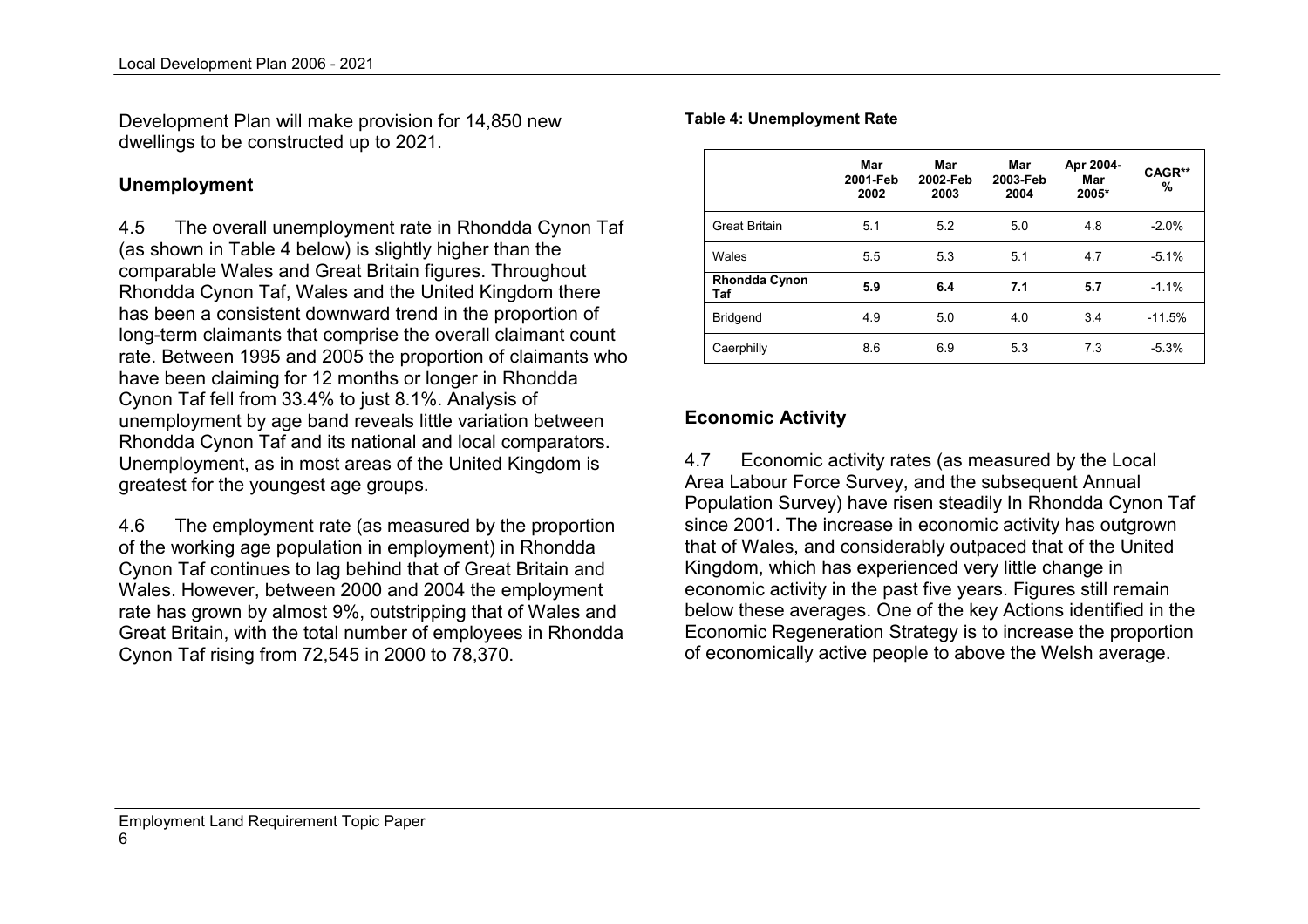Development Plan will make provision for 14,850 new dwellings to be constructed up to 2021.

## Unemployment

4.5 The overall unemployment rate in Rhondda Cynon Taf (as shown in Table 4 below) is slightly higher than the comparable Wales and Great Britain figures. Throughout Rhondda Cynon Taf, Wales and the United Kingdom there has been a consistent downward trend in the proportion of long-term claimants that comprise the overall claimant count rate. Between 1995 and 2005 the proportion of claimants who have been claiming for 12 months or longer in Rhondda Cynon Taf fell from 33.4% to just 8.1%. Analysis of unemployment by age band reveals little variation between Rhondda Cynon Taf and its national and local comparators. Unemployment, as in most areas of the United Kingdom is greatest for the youngest age groups.

4.6 The employment rate (as measured by the proportion of the working age population in employment) in Rhondda Cynon Taf continues to lag behind that of Great Britain and Wales. However, between 2000 and 2004 the employment rate has grown by almost 9%, outstripping that of Wales and Great Britain, with the total number of employees in Rhondda Cynon Taf rising from 72,545 in 2000 to 78,370.

**Table 4: Unemployment Rate**

| | Mar 2001-Feb 2002 | Mar 2002-Feb 2003 | Mar 2003-Feb 2004 | Apr 2004-Mar 2005* | CAGR** % |
|---|---|---|---|---|---|
| Great Britain | 5.1 | 5.2 | 5.0 | 4.8 | -2.0% |
| Wales | 5.5 | 5.3 | 5.1 | 4.7 | -5.1% |
| **Rhondda Cynon Taf** | **5.9** | **6.4** | **7.1** | **5.7** | -1.1% |
| Bridgend | 4.9 | 5.0 | 4.0 | 3.4 | -11.5% |
| Caerphilly | 8.6 | 6.9 | 5.3 | 7.3 | -5.3% |

## Economic Activity

4.7 Economic activity rates (as measured by the Local Area Labour Force Survey, and the subsequent Annual Population Survey) have risen steadily In Rhondda Cynon Taf since 2001. The increase in economic activity has outgrown that of Wales, and considerably outpaced that of the United Kingdom, which has experienced very little change in economic activity in the past five years. Figures still remain below these averages. One of the key Actions identified in the Economic Regeneration Strategy is to increase the proportion of economically active people to above the Welsh average.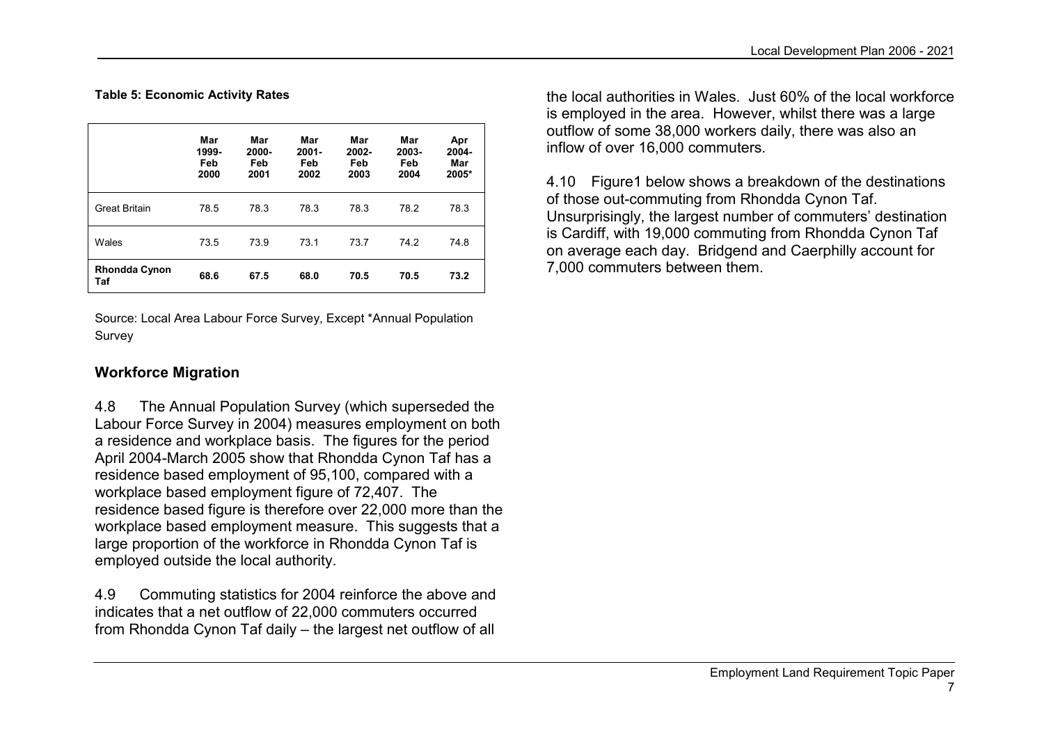**Table 5: Economic Activity Rates**

| | Mar 1999-Feb 2000 | Mar 2000-Feb 2001 | Mar 2001-Feb 2002 | Mar 2002-Feb 2003 | Mar 2003-Feb 2004 | Apr 2004-Mar 2005* |
|---|---|---|---|---|---|---|
| Great Britain | 78.5 | 78.3 | 78.3 | 78.3 | 78.2 | 78.3 |
| Wales | 73.5 | 73.9 | 73.1 | 73.7 | 74.2 | 74.8 |
| **Rhondda Cynon Taf** | **68.6** | **67.5** | **68.0** | **70.5** | **70.5** | **73.2** |

Source: Local Area Labour Force Survey, Except *Annual Population Survey

## Workforce Migration

4.8 The Annual Population Survey (which superseded the Labour Force Survey in 2004) measures employment on both a residence and workplace basis. The figures for the period April 2004-March 2005 show that Rhondda Cynon Taf has a residence based employment of 95,100, compared with a workplace based employment figure of 72,407. The residence based figure is therefore over 22,000 more than the workplace based employment measure. This suggests that a large proportion of the workforce in Rhondda Cynon Taf is employed outside the local authority.

4.9 Commuting statistics for 2004 reinforce the above and indicates that a net outflow of 22,000 commuters occurred from Rhondda Cynon Taf daily – the largest net outflow of all the local authorities in Wales. Just 60% of the local workforce is employed in the area. However, whilst there was a large outflow of some 38,000 workers daily, there was also an inflow of over 16,000 commuters.

4.10 Figure1 below shows a breakdown of the destinations of those out-commuting from Rhondda Cynon Taf. Unsurprisingly, the largest number of commuters' destination is Cardiff, with 19,000 commuting from Rhondda Cynon Taf on average each day. Bridgend and Caerphilly account for 7,000 commuters between them.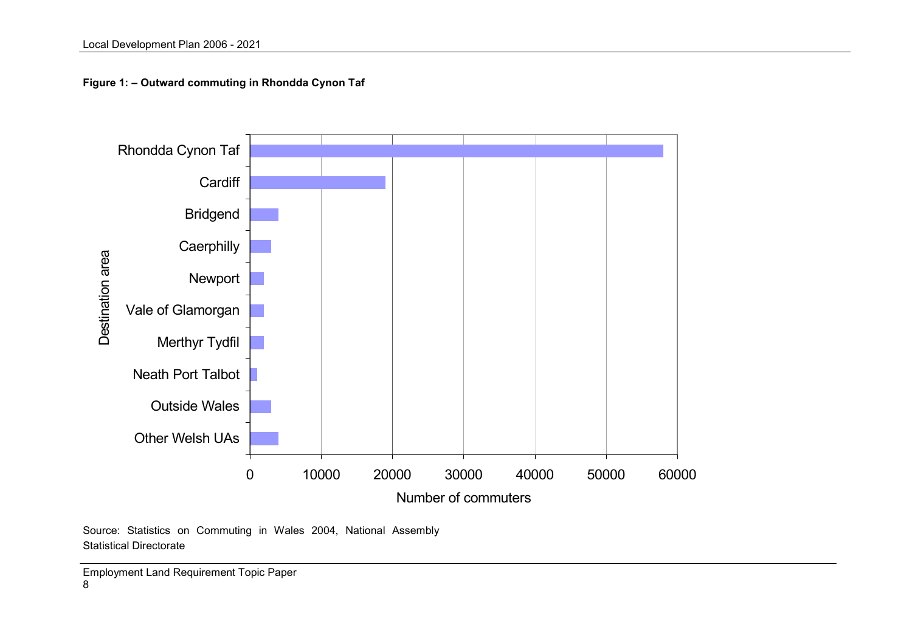**Figure 1: – Outward commuting in Rhondda Cynon Taf**

Source: Statistics on Commuting in Wales 2004, National Assembly Statistical Directorate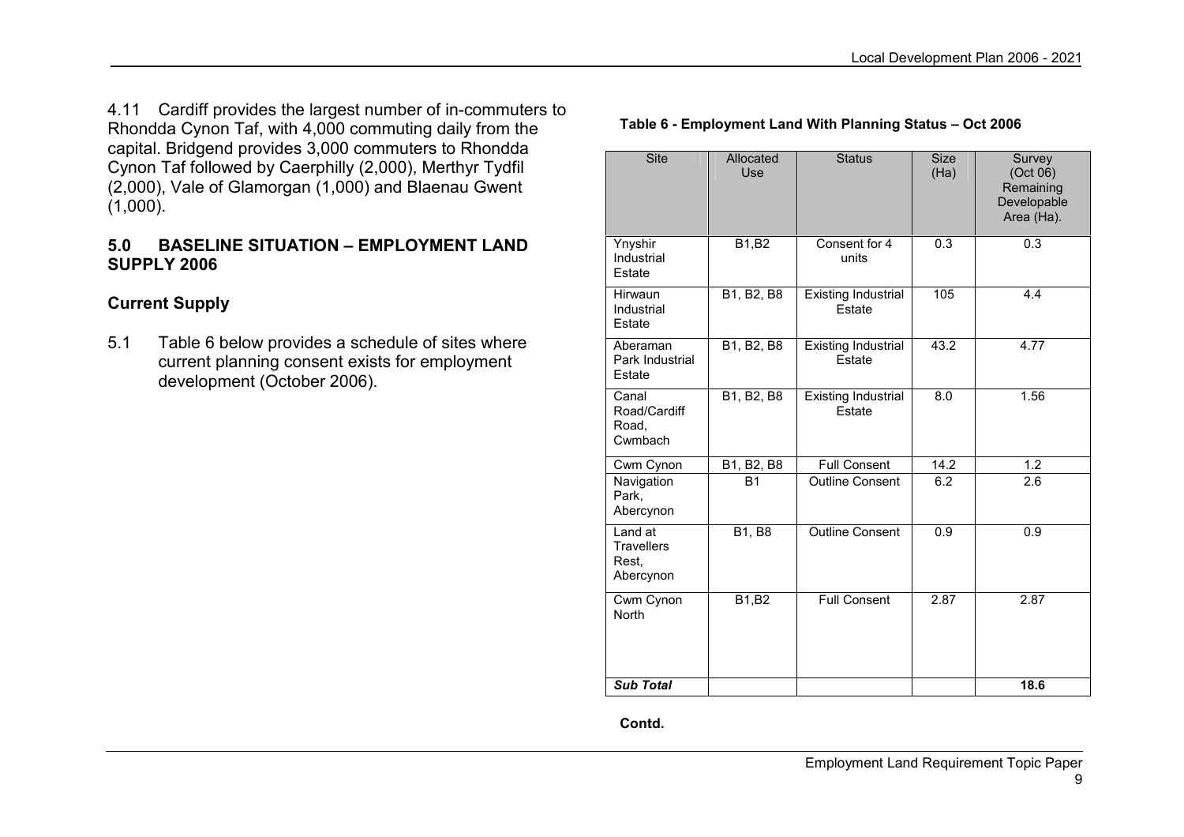4.11 Cardiff provides the largest number of in-commuters to Rhondda Cynon Taf, with 4,000 commuting daily from the capital. Bridgend provides 3,000 commuters to Rhondda Cynon Taf followed by Caerphilly (2,000), Merthyr Tydfil (2,000), Vale of Glamorgan (1,000) and Blaenau Gwent (1,000).

## 5.0 BASELINE SITUATION – EMPLOYMENT LAND SUPPLY 2006

### Current Supply

5.1 Table 6 below provides a schedule of sites where current planning consent exists for employment development (October 2006).

**Table 6 - Employment Land With Planning Status – Oct 2006**

| Site | Allocated Use | Status | Size (Ha) | Survey (Oct 06) Remaining Developable Area (Ha). |
|---|---|---|---|---|
| Ynyshir Industrial Estate | B1,B2 | Consent for 4 units | 0.3 | 0.3 |
| Hirwaun Industrial Estate | B1, B2, B8 | Existing Industrial Estate | 105 | 4.4 |
| Aberaman Park Industrial Estate | B1, B2, B8 | Existing Industrial Estate | 43.2 | 4.77 |
| Canal Road/Cardiff Road, Cwmbach | B1, B2, B8 | Existing Industrial Estate | 8.0 | 1.56 |
| Cwm Cynon | B1, B2, B8 | Full Consent | 14.2 | 1.2 |
| Navigation Park, Abercynon | B1 | Outline Consent | 6.2 | 2.6 |
| Land at Travellers Rest, Abercynon | B1, B8 | Outline Consent | 0.9 | 0.9 |
| Cwm Cynon North | B1,B2 | Full Consent | 2.87 | 2.87 |
| ***Sub Total*** | | | | **18.6** |

**Contd.**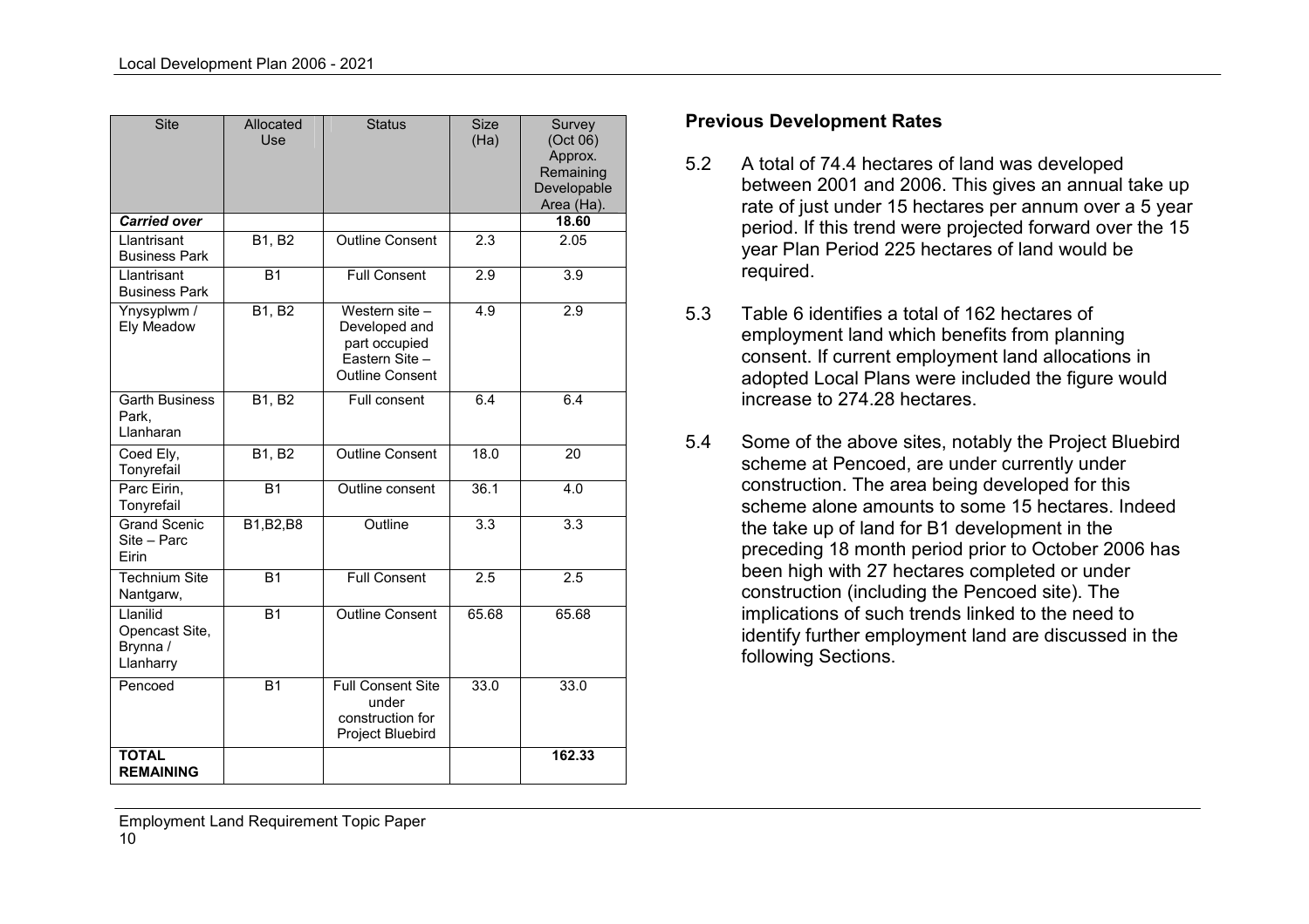| Site | Allocated Use | Status | Size (Ha) | Survey (Oct 06) Approx. Remaining Developable Area (Ha). |
|---|---|---|---|---|
| ***Carried over*** | | | | **18.60** |
| Llantrisant Business Park | B1, B2 | Outline Consent | 2.3 | 2.05 |
| Llantrisant Business Park | B1 | Full Consent | 2.9 | 3.9 |
| Ynysyplwm / Ely Meadow | B1, B2 | Western site – Developed and part occupied Eastern Site – Outline Consent | 4.9 | 2.9 |
| Garth Business Park, Llanharan | B1, B2 | Full consent | 6.4 | 6.4 |
| Coed Ely, Tonyrefail | B1, B2 | Outline Consent | 18.0 | 20 |
| Parc Eirin, Tonyrefail | B1 | Outline consent | 36.1 | 4.0 |
| Grand Scenic Site – Parc Eirin | B1,B2,B8 | Outline | 3.3 | 3.3 |
| Technium Site Nantgarw, | B1 | Full Consent | 2.5 | 2.5 |
| Llanilid Opencast Site, Brynna / Llanharry | B1 | Outline Consent | 65.68 | 65.68 |
| Pencoed | B1 | Full Consent Site under construction for Project Bluebird | 33.0 | 33.0 |
| **TOTAL REMAINING** | | | | **162.33** |

## Previous Development Rates

5.2 A total of 74.4 hectares of land was developed between 2001 and 2006. This gives an annual take up rate of just under 15 hectares per annum over a 5 year period. If this trend were projected forward over the 15 year Plan Period 225 hectares of land would be required.

5.3 Table 6 identifies a total of 162 hectares of employment land which benefits from planning consent. If current employment land allocations in adopted Local Plans were included the figure would increase to 274.28 hectares.

5.4 Some of the above sites, notably the Project Bluebird scheme at Pencoed, are under currently under construction. The area being developed for this scheme alone amounts to some 15 hectares. Indeed the take up of land for B1 development in the preceding 18 month period prior to October 2006 has been high with 27 hectares completed or under construction (including the Pencoed site). The implications of such trends linked to the need to identify further employment land are discussed in the following Sections.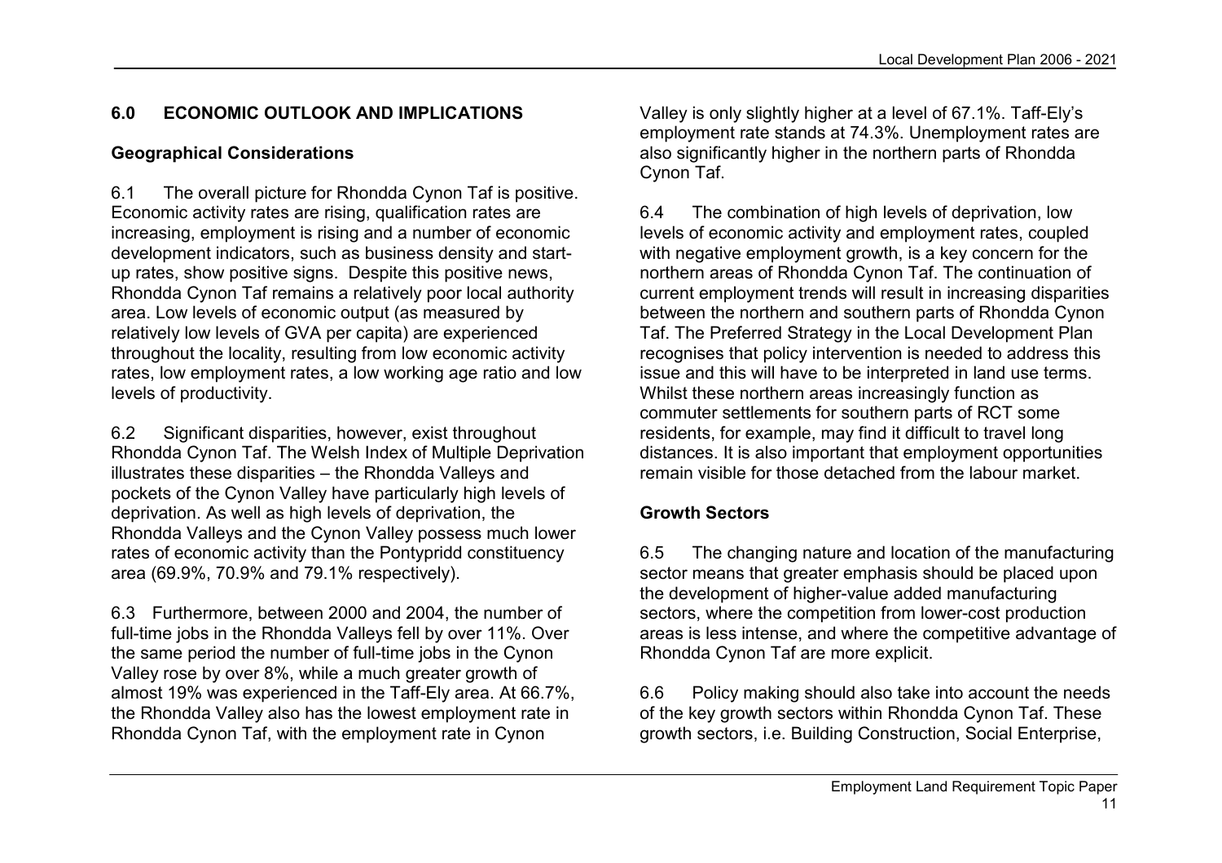## 6.0 ECONOMIC OUTLOOK AND IMPLICATIONS

### Geographical Considerations

6.1 The overall picture for Rhondda Cynon Taf is positive. Economic activity rates are rising, qualification rates are increasing, employment is rising and a number of economic development indicators, such as business density and start-up rates, show positive signs. Despite this positive news, Rhondda Cynon Taf remains a relatively poor local authority area. Low levels of economic output (as measured by relatively low levels of GVA per capita) are experienced throughout the locality, resulting from low economic activity rates, low employment rates, a low working age ratio and low levels of productivity.

6.2 Significant disparities, however, exist throughout Rhondda Cynon Taf. The Welsh Index of Multiple Deprivation illustrates these disparities – the Rhondda Valleys and pockets of the Cynon Valley have particularly high levels of deprivation. As well as high levels of deprivation, the Rhondda Valleys and the Cynon Valley possess much lower rates of economic activity than the Pontypridd constituency area (69.9%, 70.9% and 79.1% respectively).

6.3 Furthermore, between 2000 and 2004, the number of full-time jobs in the Rhondda Valleys fell by over 11%. Over the same period the number of full-time jobs in the Cynon Valley rose by over 8%, while a much greater growth of almost 19% was experienced in the Taff-Ely area. At 66.7%, the Rhondda Valley also has the lowest employment rate in Rhondda Cynon Taf, with the employment rate in Cynon Valley is only slightly higher at a level of 67.1%. Taff-Ely's employment rate stands at 74.3%. Unemployment rates are also significantly higher in the northern parts of Rhondda Cynon Taf.

6.4 The combination of high levels of deprivation, low levels of economic activity and employment rates, coupled with negative employment growth, is a key concern for the northern areas of Rhondda Cynon Taf. The continuation of current employment trends will result in increasing disparities between the northern and southern parts of Rhondda Cynon Taf. The Preferred Strategy in the Local Development Plan recognises that policy intervention is needed to address this issue and this will have to be interpreted in land use terms. Whilst these northern areas increasingly function as commuter settlements for southern parts of RCT some residents, for example, may find it difficult to travel long distances. It is also important that employment opportunities remain visible for those detached from the labour market.

### Growth Sectors

6.5 The changing nature and location of the manufacturing sector means that greater emphasis should be placed upon the development of higher-value added manufacturing sectors, where the competition from lower-cost production areas is less intense, and where the competitive advantage of Rhondda Cynon Taf are more explicit.

6.6 Policy making should also take into account the needs of the key growth sectors within Rhondda Cynon Taf. These growth sectors, i.e. Building Construction, Social Enterprise,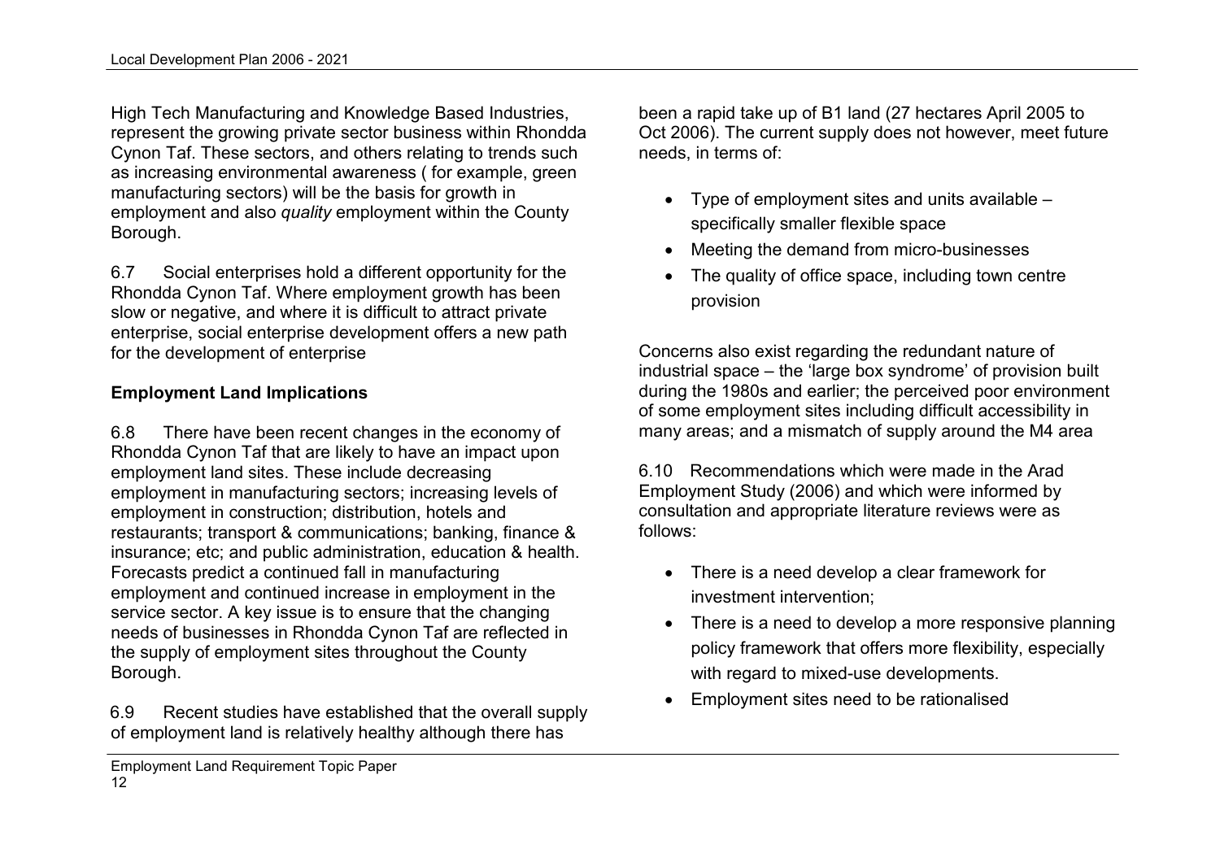High Tech Manufacturing and Knowledge Based Industries, represent the growing private sector business within Rhondda Cynon Taf. These sectors, and others relating to trends such as increasing environmental awareness ( for example, green manufacturing sectors) will be the basis for growth in employment and also *quality* employment within the County Borough.

6.7 Social enterprises hold a different opportunity for the Rhondda Cynon Taf. Where employment growth has been slow or negative, and where it is difficult to attract private enterprise, social enterprise development offers a new path for the development of enterprise

**Employment Land Implications**

6.8 There have been recent changes in the economy of Rhondda Cynon Taf that are likely to have an impact upon employment land sites. These include decreasing employment in manufacturing sectors; increasing levels of employment in construction; distribution, hotels and restaurants; transport & communications; banking, finance & insurance; etc; and public administration, education & health. Forecasts predict a continued fall in manufacturing employment and continued increase in employment in the service sector. A key issue is to ensure that the changing needs of businesses in Rhondda Cynon Taf are reflected in the supply of employment sites throughout the County Borough.

6.9 Recent studies have established that the overall supply of employment land is relatively healthy although there has been a rapid take up of B1 land (27 hectares April 2005 to Oct 2006). The current supply does not however, meet future needs, in terms of:

- Type of employment sites and units available – specifically smaller flexible space
- Meeting the demand from micro-businesses
- The quality of office space, including town centre provision

Concerns also exist regarding the redundant nature of industrial space – the 'large box syndrome' of provision built during the 1980s and earlier; the perceived poor environment of some employment sites including difficult accessibility in many areas; and a mismatch of supply around the M4 area

6.10 Recommendations which were made in the Arad Employment Study (2006) and which were informed by consultation and appropriate literature reviews were as follows:

- There is a need develop a clear framework for investment intervention;
- There is a need to develop a more responsive planning policy framework that offers more flexibility, especially with regard to mixed-use developments.
- Employment sites need to be rationalised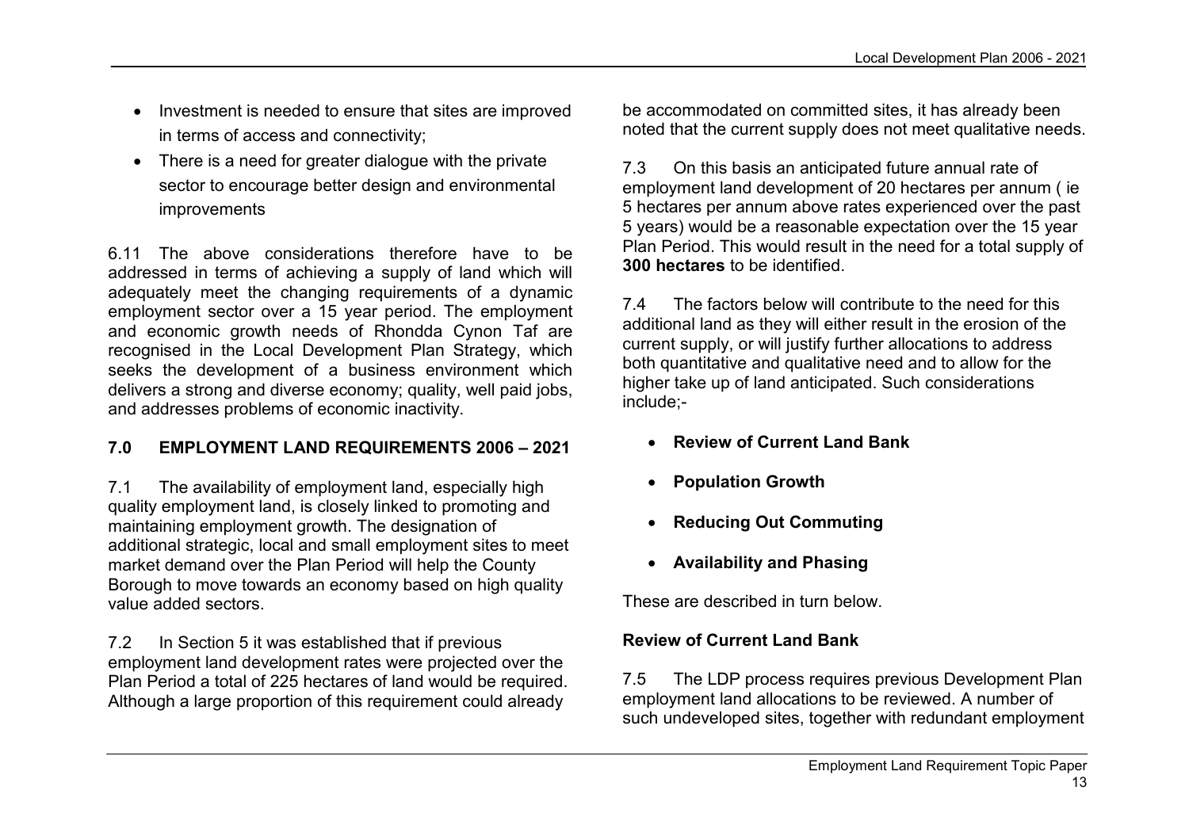- Investment is needed to ensure that sites are improved in terms of access and connectivity;
- There is a need for greater dialogue with the private sector to encourage better design and environmental improvements

6.11 The above considerations therefore have to be addressed in terms of achieving a supply of land which will adequately meet the changing requirements of a dynamic employment sector over a 15 year period. The employment and economic growth needs of Rhondda Cynon Taf are recognised in the Local Development Plan Strategy, which seeks the development of a business environment which delivers a strong and diverse economy; quality, well paid jobs, and addresses problems of economic inactivity.

## 7.0 EMPLOYMENT LAND REQUIREMENTS 2006 – 2021

7.1 The availability of employment land, especially high quality employment land, is closely linked to promoting and maintaining employment growth. The designation of additional strategic, local and small employment sites to meet market demand over the Plan Period will help the County Borough to move towards an economy based on high quality value added sectors.

7.2 In Section 5 it was established that if previous employment land development rates were projected over the Plan Period a total of 225 hectares of land would be required. Although a large proportion of this requirement could already be accommodated on committed sites, it has already been noted that the current supply does not meet qualitative needs.

7.3 On this basis an anticipated future annual rate of employment land development of 20 hectares per annum ( ie 5 hectares per annum above rates experienced over the past 5 years) would be a reasonable expectation over the 15 year Plan Period. This would result in the need for a total supply of **300 hectares** to be identified.

7.4 The factors below will contribute to the need for this additional land as they will either result in the erosion of the current supply, or will justify further allocations to address both quantitative and qualitative need and to allow for the higher take up of land anticipated. Such considerations include;-

- **Review of Current Land Bank**
- **Population Growth**
- **Reducing Out Commuting**
- **Availability and Phasing**

These are described in turn below.

### Review of Current Land Bank

7.5 The LDP process requires previous Development Plan employment land allocations to be reviewed. A number of such undeveloped sites, together with redundant employment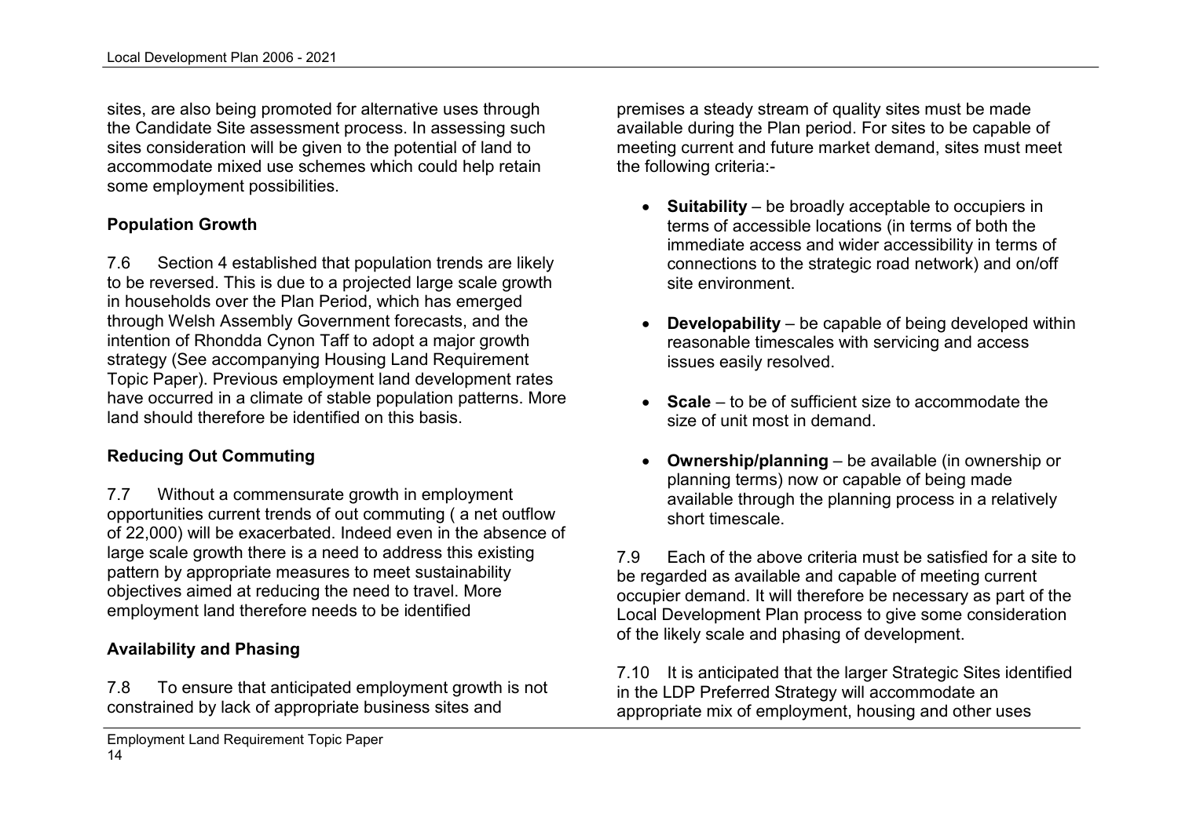sites, are also being promoted for alternative uses through the Candidate Site assessment process. In assessing such sites consideration will be given to the potential of land to accommodate mixed use schemes which could help retain some employment possibilities.

**Population Growth**

7.6 Section 4 established that population trends are likely to be reversed. This is due to a projected large scale growth in households over the Plan Period, which has emerged through Welsh Assembly Government forecasts, and the intention of Rhondda Cynon Taff to adopt a major growth strategy (See accompanying Housing Land Requirement Topic Paper). Previous employment land development rates have occurred in a climate of stable population patterns. More land should therefore be identified on this basis.

**Reducing Out Commuting**

7.7 Without a commensurate growth in employment opportunities current trends of out commuting ( a net outflow of 22,000) will be exacerbated. Indeed even in the absence of large scale growth there is a need to address this existing pattern by appropriate measures to meet sustainability objectives aimed at reducing the need to travel. More employment land therefore needs to be identified

**Availability and Phasing**

7.8 To ensure that anticipated employment growth is not constrained by lack of appropriate business sites and premises a steady stream of quality sites must be made available during the Plan period. For sites to be capable of meeting current and future market demand, sites must meet the following criteria:-

- **Suitability** – be broadly acceptable to occupiers in terms of accessible locations (in terms of both the immediate access and wider accessibility in terms of connections to the strategic road network) and on/off site environment.
- **Developability** – be capable of being developed within reasonable timescales with servicing and access issues easily resolved.
- **Scale** – to be of sufficient size to accommodate the size of unit most in demand.
- **Ownership/planning** – be available (in ownership or planning terms) now or capable of being made available through the planning process in a relatively short timescale.

7.9 Each of the above criteria must be satisfied for a site to be regarded as available and capable of meeting current occupier demand. It will therefore be necessary as part of the Local Development Plan process to give some consideration of the likely scale and phasing of development.

7.10 It is anticipated that the larger Strategic Sites identified in the LDP Preferred Strategy will accommodate an appropriate mix of employment, housing and other uses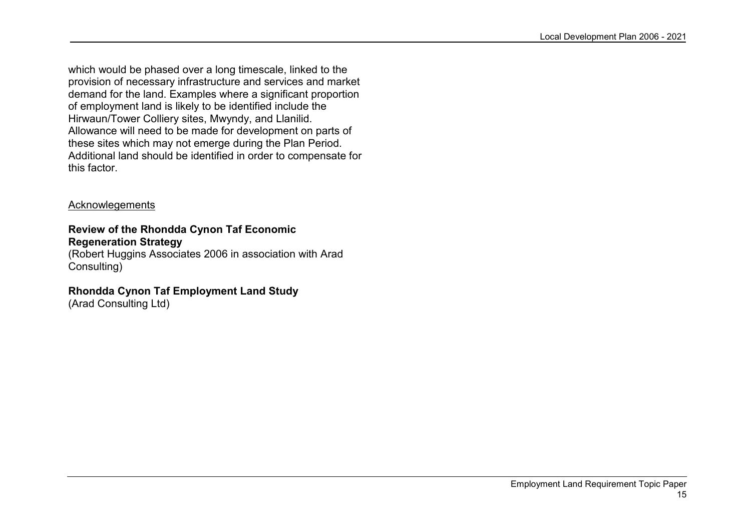which would be phased over a long timescale, linked to the provision of necessary infrastructure and services and market demand for the land. Examples where a significant proportion of employment land is likely to be identified include the Hirwaun/Tower Colliery sites, Mwyndy, and Llanilid. Allowance will need to be made for development on parts of these sites which may not emerge during the Plan Period. Additional land should be identified in order to compensate for this factor.

Acknowlegements

**Review of the Rhondda Cynon Taf Economic Regeneration Strategy**
(Robert Huggins Associates 2006 in association with Arad Consulting)

**Rhondda Cynon Taf Employment Land Study**
(Arad Consulting Ltd)